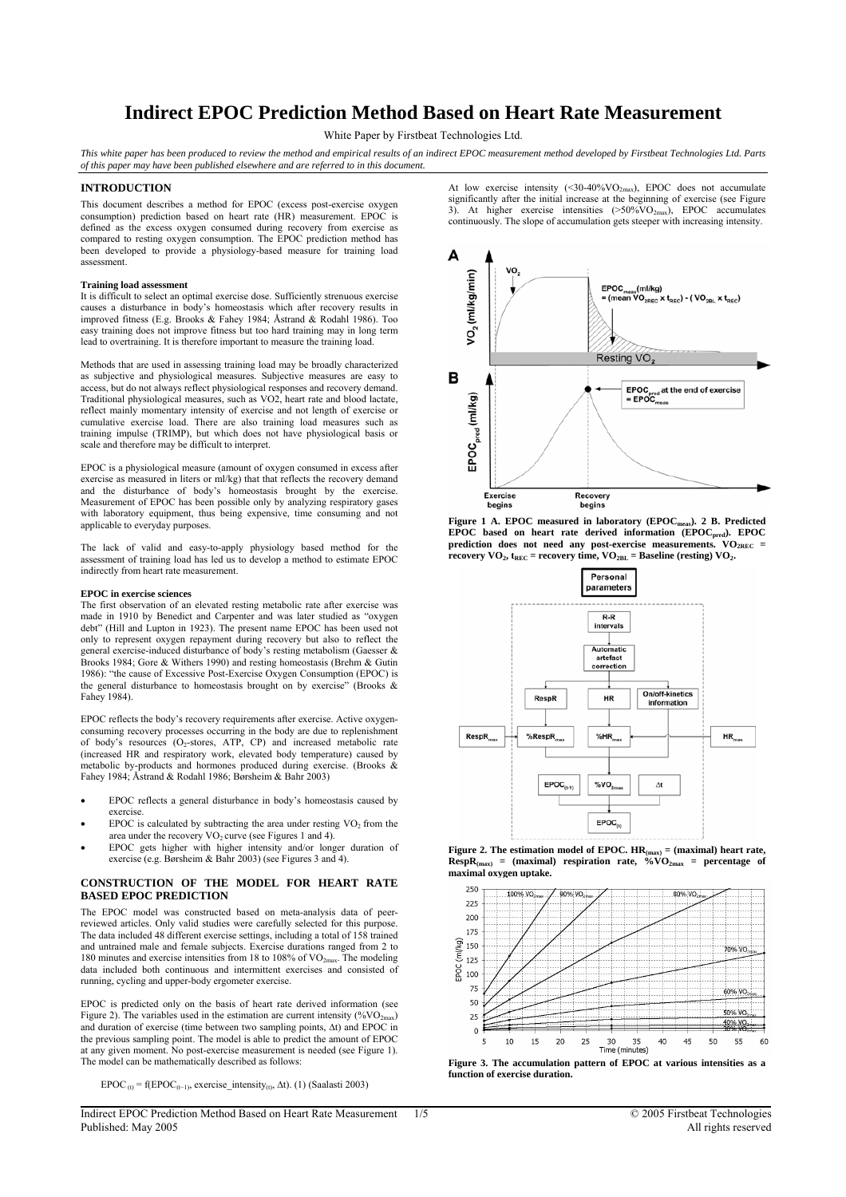# Indirect EPOC Prediction Method Based on Heart Rate Measurement

White Paper by Firstbeat Technologies Ltd.

*This white paper has been produced to review the method and empirical results of an indirect EPOC measurement method developed by Firstbeat Technologies Ltd. Parts of this paper may have been published elsewhere and are referred to in this document.*

## INTRODUCTION

This document describes a method for EPOC (excess post-exercise oxygen consumption) prediction based on heart rate (HR) measurement. EPOC is defined as the excess oxygen consumed during recovery from exercise as compared to resting oxygen consumption. The EPOC prediction method has been developed to provide a physiology-based measure for training load assessment.

### Training load assessment

It is difficult to select an optimal exercise dose. Sufficiently strenuous exercise causes a disturbance in body's homeostasis which after recovery results in improved fitness (E.g. Brooks & Fahey 1984; Åstrand & Rodahl 1986). Too easy training does not improve fitness but too hard training may in long term lead to overtraining. It is therefore important to measure the training load.

Methods that are used in assessing training load may be broadly characterized as subjective and physiological measures. Subjective measures are easy to access, but do not always reflect physiological responses and recovery demand. Traditional physiological measures, such as VO2, heart rate and blood lactate, reflect mainly momentary intensity of exercise and not length of exercise or cumulative exercise load. There are also training load measures such as training impulse (TRIMP), but which does not have physiological basis or scale and therefore may be difficult to interpret.

EPOC is a physiological measure (amount of oxygen consumed in excess after exercise as measured in liters or ml/kg) that that reflects the recovery demand and the disturbance of body's homeostasis brought by the exercise. Measurement of EPOC has been possible only by analyzing respiratory gases with laboratory equipment, thus being expensive, time consuming and not applicable to everyday purposes.

The lack of valid and easy-to-apply physiology based method for the assessment of training load has led us to develop a method to estimate EPOC indirectly from heart rate measurement.

### EPOC in exercise sciences

The first observation of an elevated resting metabolic rate after exercise was made in 1910 by Benedict and Carpenter and was later studied as "oxygen debt" (Hill and Lupton in 1923). The present name EPOC has been used not only to represent oxygen repayment during recovery but also to reflect the general exercise-induced disturbance of body's resting metabolism (Gaesser & Brooks 1984; Gore & Withers 1990) and resting homeostasis (Brehm & Gutin 1986): "the cause of Excessive Post-Exercise Oxygen Consumption (EPOC) is the general disturbance to homeostasis brought on by exercise" (Brooks & Fahey 1984).

EPOC reflects the body's recovery requirements after exercise. Active oxygen-consuming recovery processes occurring in the body are due to replenishment of body's resources ($O_2$-stores, ATP, CP) and increased metabolic rate (increased HR and respiratory work, elevated body temperature) caused by metabolic by-products and hormones produced during exercise. (Brooks & Fahey 1984; Åstrand & Rodahl 1986; Børsheim & Bahr 2003)

- EPOC reflects a general disturbance in body's homeostasis caused by exercise.
- EPOC is calculated by subtracting the area under resting $VO_2$ from the area under the recovery $VO_2$ curve (see Figures 1 and 4).
- EPOC gets higher with higher intensity and/or longer duration of exercise (e.g. Børsheim & Bahr 2003) (see Figures 3 and 4).

## CONSTRUCTION OF THE MODEL FOR HEART RATE BASED EPOC PREDICTION

The EPOC model was constructed based on meta-analysis data of peer-reviewed articles. Only valid studies were carefully selected for this purpose. The data included 48 different exercise settings, including a total of 158 trained and untrained male and female subjects. Exercise durations ranged from 2 to 180 minutes and exercise intensities from 18 to 108% of $VO_{2max}$. The modeling data included both continuous and intermittent exercises and consisted of running, cycling and upper-body ergometer exercise.

EPOC is predicted only on the basis of heart rate derived information (see Figure 2). The variables used in the estimation are current intensity ($\%VO_{2max}$) and duration of exercise (time between two sampling points, $\Delta t$) and EPOC in the previous sampling point. The model is able to predict the amount of EPOC at any given moment. No post-exercise measurement is needed (see Figure 1). The model can be mathematically described as follows:

$$EPOC_{(t)} = f(EPOC_{(t-1)}, \text{exercise\_intensity}_{(t)}, \Delta t). \quad (1) \text{ (Saalasti 2003)}$$

At low exercise intensity (<30-40%$VO_{2max}$), EPOC does not accumulate significantly after the initial increase at the beginning of exercise (see Figure 3). At higher exercise intensities (>50%$VO_{2max}$), EPOC accumulates continuously. The slope of accumulation gets steeper with increasing intensity.

**Figure 1 A. EPOC measured in laboratory ($EPOC_{meas}$). 2 B. Predicted EPOC based on heart rate derived information ($EPOC_{pred}$). EPOC prediction does not need any post-exercise measurements. $VO_{2REC}$ = recovery $VO_2$, $t_{REC}$ = recovery time, $VO_{2BL}$ = Baseline (resting) $VO_2$.**

**Figure 2. The estimation model of EPOC. $HR_{(max)}$ = (maximal) heart rate, $RespR_{(max)}$ = (maximal) respiration rate, $\%VO_{2max}$ = percentage of maximal oxygen uptake.**

**Figure 3. The accumulation pattern of EPOC at various intensities as a function of exercise duration.**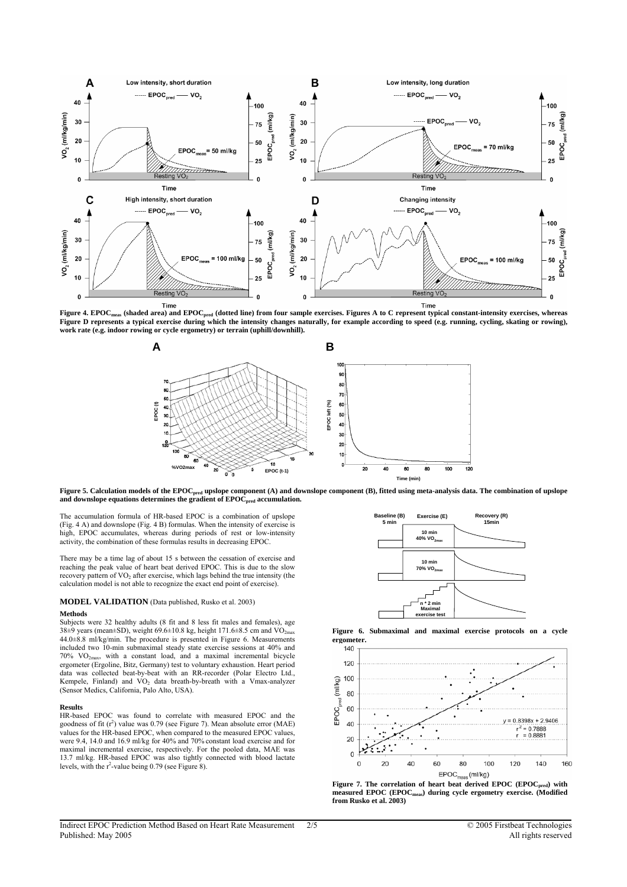**Figure 4. $EPOC_{meas}$ (shaded area) and $EPOC_{pred}$ (dotted line) from four sample exercises. Figures A to C represent typical constant-intensity exercises, whereas Figure D represents a typical exercise during which the intensity changes naturally, for example according to speed (e.g. running, cycling, skating or rowing), work rate (e.g. indoor rowing or cycle ergometry) or terrain (uphill/downhill).**

**Figure 5. Calculation models of the $EPOC_{pred}$ upslope component (A) and downslope component (B), fitted using meta-analysis data. The combination of upslope and downslope equations determines the gradient of $EPOC_{pred}$ accumulation.**

The accumulation formula of HR-based EPOC is a combination of upslope (Fig. 4 A) and downslope (Fig. 4 B) formulas. When the intensity of exercise is high, EPOC accumulates, whereas during periods of rest or low-intensity activity, the combination of these formulas results in decreasing EPOC.

There may be a time lag of about 15 s between the cessation of exercise and reaching the peak value of heart beat derived EPOC. This is due to the slow recovery pattern of $VO_2$ after exercise, which lags behind the true intensity (the calculation model is not able to recognize the exact end point of exercise).

## MODEL VALIDATION (Data published, Rusko et al. 2003)

### Methods

Subjects were 32 healthy adults (8 fit and 8 less fit males and females), age 38±9 years (mean±SD), weight 69.6±10.8 kg, height 171.6±8.5 cm and $VO_{2max}$ 44.0±8.8 ml/kg/min. The procedure is presented in Figure 6. Measurements included two 10-min submaximal steady state exercise sessions at 40% and 70% $VO_{2max}$, with a constant load, and a maximal incremental bicycle ergometer (Ergoline, Bitz, Germany) test to voluntary exhaustion. Heart period data was collected beat-by-beat with an RR-recorder (Polar Electro Ltd., Kempele, Finland) and $VO_2$ data breath-by-breath with a Vmax-analyzer (Sensor Medics, California, Palo Alto, USA).

### Results

HR-based EPOC was found to correlate with measured EPOC and the goodness of fit ($r^2$) value was 0.79 (see Figure 7). Mean absolute error (MAE) values for the HR-based EPOC, when compared to the measured EPOC values, were 9.4, 14.0 and 16.9 ml/kg for 40% and 70% constant load exercise and for maximal incremental exercise, respectively. For the pooled data, MAE was 13.7 ml/kg. HR-based EPOC was also tightly connected with blood lactate levels, with the $r^2$-value being 0.79 (see Figure 8).

**Figure 6. Submaximal and maximal exercise protocols on a cycle ergometer.**

**Figure 7. The correlation of heart beat derived EPOC ($EPOC_{pred}$) with measured EPOC ($EPOC_{meas}$) during cycle ergometry exercise. (Modified from Rusko et al. 2003)**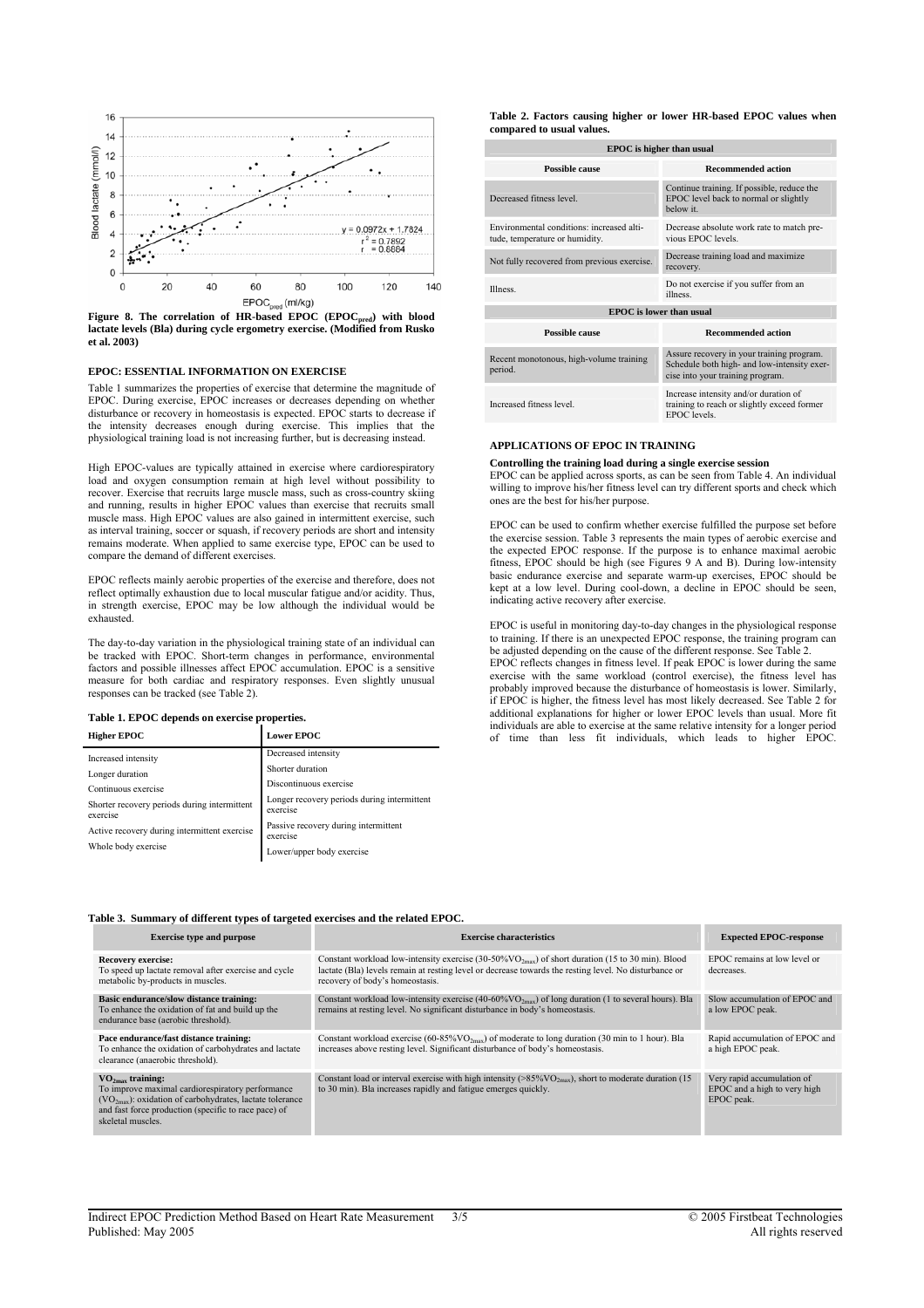**Figure 8. The correlation of HR-based EPOC ($EPOC_{pred}$) with blood lactate levels (Bla) during cycle ergometry exercise. (Modified from Rusko et al. 2003)**

### EPOC: ESSENTIAL INFORMATION ON EXERCISE

Table 1 summarizes the properties of exercise that determine the magnitude of EPOC. During exercise, EPOC increases or decreases depending on whether disturbance or recovery in homeostasis is expected. EPOC starts to decrease if the intensity decreases enough during exercise. This implies that the physiological training load is not increasing further, but is decreasing instead.

High EPOC-values are typically attained in exercise where cardiorespiratory load and oxygen consumption remain at high level without possibility to recover. Exercise that recruits large muscle mass, such as cross-country skiing and running, results in higher EPOC values than exercise that recruits small muscle mass. High EPOC values are also gained in intermittent exercise, such as interval training, soccer or squash, if recovery periods are short and intensity remains moderate. When applied to same exercise type, EPOC can be used to compare the demand of different exercises.

EPOC reflects mainly aerobic properties of the exercise and therefore, does not reflect optimally exhaustion due to local muscular fatigue and/or acidity. Thus, in strength exercise, EPOC may be low although the individual would be exhausted.

The day-to-day variation in the physiological training state of an individual can be tracked with EPOC. Short-term changes in performance, environmental factors and possible illnesses affect EPOC accumulation. EPOC is a sensitive measure for both cardiac and respiratory responses. Even slightly unusual responses can be tracked (see Table 2).

**Table 1. EPOC depends on exercise properties.**

| Higher EPOC | Lower EPOC |
|---|---|
| Increased intensity | Decreased intensity |
| Longer duration | Shorter duration |
| Continuous exercise | Discontinuous exercise |
| Shorter recovery periods during intermittent exercise | Longer recovery periods during intermittent exercise |
| Active recovery during intermittent exercise | Passive recovery during intermittent exercise |
| Whole body exercise | Lower/upper body exercise |

**Table 2. Factors causing higher or lower HR-based EPOC values when compared to usual values.**

| Possible cause | Recommended action |
|---|---|
| **EPOC is higher than usual** | |
| Decreased fitness level. | Continue training. If possible, reduce the EPOC level back to normal or slightly below it. |
| Environmental conditions: increased altitude, temperature or humidity. | Decrease absolute work rate to match previous EPOC levels. |
| Not fully recovered from previous exercise. | Decrease training load and maximize recovery. |
| Illness. | Do not exercise if you suffer from an illness. |
| **EPOC is lower than usual** | |
| Recent monotonous, high-volume training period. | Assure recovery in your training program. Schedule both high- and low-intensity exercise into your training program. |
| Increased fitness level. | Increase intensity and/or duration of training to reach or slightly exceed former EPOC levels. |

### APPLICATIONS OF EPOC IN TRAINING

**Controlling the training load during a single exercise session**

EPOC can be applied across sports, as can be seen from Table 4. An individual willing to improve his/her fitness level can try different sports and check which ones are the best for his/her purpose.

EPOC can be used to confirm whether exercise fulfilled the purpose set before the exercise session. Table 3 represents the main types of aerobic exercise and the expected EPOC response. If the purpose is to enhance maximal aerobic fitness, EPOC should be high (see Figures 9 A and B). During low-intensity basic endurance exercise and separate warm-up exercises, EPOC should be kept at a low level. During cool-down, a decline in EPOC should be seen, indicating active recovery after exercise.

EPOC is useful in monitoring day-to-day changes in the physiological response to training. If there is an unexpected EPOC response, the training program can be adjusted depending on the cause of the different response. See Table 2.

EPOC reflects changes in fitness level. If peak EPOC is lower during the same exercise with the same workload (control exercise), the fitness level has probably improved because the disturbance of homeostasis is lower. Similarly, if EPOC is higher, the fitness level has most likely decreased. See Table 2 for additional explanations for higher or lower EPOC levels than usual. More fit individuals are able to exercise at the same relative intensity for a longer period of time than less fit individuals, which leads to higher EPOC.

**Table 3. Summary of different types of targeted exercises and the related EPOC.**

| Exercise type and purpose | Exercise characteristics | Expected EPOC-response |
|---|---|---|
| **Recovery exercise:** To speed up lactate removal after exercise and cycle metabolic by-products in muscles. | Constant workload low-intensity exercise (30-50%$VO_{2max}$) of short duration (15 to 30 min). Blood lactate (Bla) levels remain at resting level or decrease towards the resting level. No disturbance or recovery of body's homeostasis. | EPOC remains at low level or decreases. |
| **Basic endurance/slow distance training:** To enhance the oxidation of fat and build up the endurance base (aerobic threshold). | Constant workload low-intensity exercise (40-60%$VO_{2max}$) of long duration (1 to several hours). Bla remains at resting level. No significant disturbance in body's homeostasis. | Slow accumulation of EPOC and a low EPOC peak. |
| **Pace endurance/fast distance training:** To enhance the oxidation of carbohydrates and lactate clearance (anaerobic threshold). | Constant workload exercise (60-85%$VO_{2max}$) of moderate to long duration (30 min to 1 hour). Bla increases above resting level. Significant disturbance of body's homeostasis. | Rapid accumulation of EPOC and a high EPOC peak. |
| **$VO_{2max}$ training:** To improve maximal cardiorespiratory performance ($VO_{2max}$): oxidation of carbohydrates, lactate tolerance and fast force production (specific to race pace) of skeletal muscles. | Constant load or interval exercise with high intensity (>85%$VO_{2max}$), short to moderate duration (15 to 30 min). Bla increases rapidly and fatigue emerges quickly. | Very rapid accumulation of EPOC and a high to very high EPOC peak. |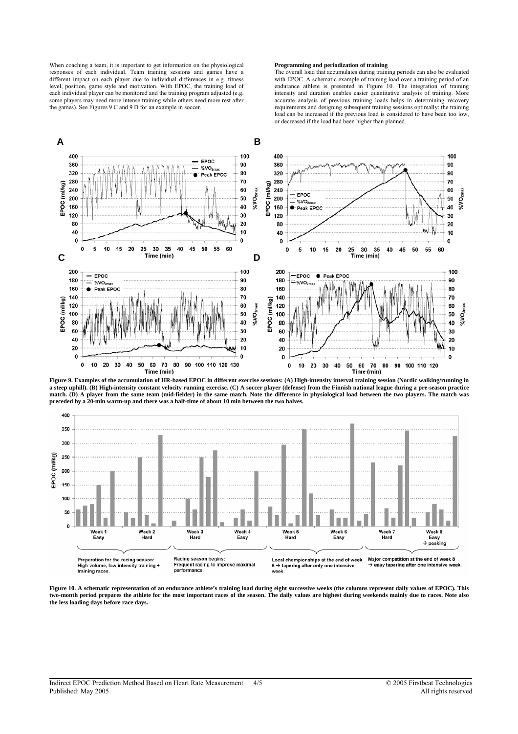When coaching a team, it is important to get information on the physiological responses of each individual. Team training sessions and games have a different impact on each player due to individual differences in e.g. fitness level, position, game style and motivation. With EPOC, the training load of each individual player can be monitored and the training program adjusted (e.g. some players may need more intense training while others need more rest after the games). See Figures 9 C and 9 D for an example in soccer.

**Programming and periodization of training**

The overall load that accumulates during training periods can also be evaluated with EPOC. A schematic example of training load over a training period of an endurance athlete is presented in Figure 10. The integration of training intensity and duration enables easier quantitative analysis of training. More accurate analysis of previous training loads helps in determining recovery requirements and designing subsequent training sessions optimally: the training load can be increased if the previous load is considered to have been too low, or decreased if the load had been higher than planned.

**Figure 9. Examples of the accumulation of HR-based EPOC in different exercise sessions: (A) High-intensity interval training session (Nordic walking/running in a steep uphill). (B) High-intensity constant velocity running exercise. (C) A soccer player (defense) from the Finnish national league during a pre-season practice match. (D) A player from the same team (mid-fielder) in the same match. Note the difference in physiological load between the two players. The match was preceded by a 20-min warm-up and there was a half-time of about 10 min between the two halves.**

**Figure 10. A schematic representation of an endurance athlete's training load during eight successive weeks (the columns represent daily values of EPOC). This two-month period prepares the athlete for the most important races of the season. The daily values are highest during weekends mainly due to races. Note also the less loading days before race days.**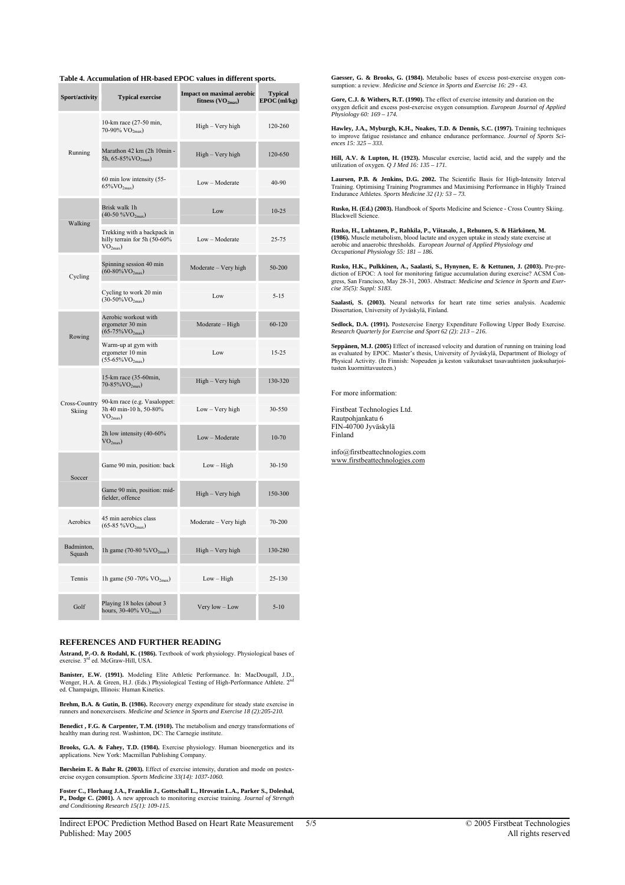**Table 4. Accumulation of HR-based EPOC values in different sports.**

| Sport/activity | Typical exercise | Impact on maximal aerobic fitness ($VO_{2max}$) | Typical EPOC (ml/kg) |
|---|---|---|---|
| Running | 10-km race (27-50 min, 70-90% $VO_{2max}$) | High – Very high | 120-260 |
| | Marathon 42 km (2h 10min - 5h, 65-85%$VO_{2max}$) | High – Very high | 120-650 |
| | 60 min low intensity (55-65%$VO_{2max}$) | Low – Moderate | 40-90 |
| Walking | Brisk walk 1h (40-50 %$VO_{2max}$) | Low | 10-25 |
| | Trekking with a backpack in hilly terrain for 5h (50-60% $VO_{2max}$) | Low – Moderate | 25-75 |
| Cycling | Spinning session 40 min (60-80%$VO_{2max}$) | Moderate – Very high | 50-200 |
| | Cycling to work 20 min (30-50%$VO_{2max}$) | Low | 5-15 |
| Rowing | Aerobic workout with ergometer 30 min (65-75%$VO_{2max}$) | Moderate – High | 60-120 |
| | Warm-up at gym with ergometer 10 min (55-65%$VO_{2max}$) | Low | 15-25 |
| Cross-Country Skiing | 15-km race (35-60min, 70-85%$VO_{2max}$) | High – Very high | 130-320 |
| | 90-km race (e.g. Vasaloppet: 3h 40 min-10 h, 50-80% $VO_{2max}$) | Low – Very high | 30-550 |
| | 2h low intensity (40-60% $VO_{2max}$) | Low – Moderate | 10-70 |
| Soccer | Game 90 min, position: back | Low – High | 30-150 |
| | Game 90 min, position: mid-fielder, offence | High – Very high | 150-300 |
| Aerobics | 45 min aerobics class (65-85 %$VO_{2max}$) | Moderate – Very high | 70-200 |
| Badminton, Squash | 1h game (70-80 %$VO_{2max}$) | High – Very high | 130-280 |
| Tennis | 1h game (50 -70% $VO_{2max}$) | Low – High | 25-130 |
| Golf | Playing 18 holes (about 3 hours, 30-40% $VO_{2max}$) | Very low – Low | 5-10 |

## REFERENCES AND FURTHER READING

**Åstrand, P.-O. & Rodahl, K. (1986).** Textbook of work physiology. Physiological bases of exercise. 3rd ed. McGraw-Hill, USA.

**Banister, E.W. (1991).** Modeling Elite Athletic Performance. In: MacDougall, J.D., Wenger, H.A. & Green, H.J. (Eds.) Physiological Testing of High-Performance Athlete. 2nd ed. Champaign, Illinois: Human Kinetics.

**Brehm, B.A. & Gutin, B. (1986).** Recovery energy expenditure for steady state exercise in runners and nonexercisers. *Medicine and Science in Sports and Exercise 18 (2):205-210.*

**Benedict , F.G. & Carpenter, T.M. (1910).** The metabolism and energy transformations of healthy man during rest. Washinton, DC: The Carnegie institute.

**Brooks, G.A. & Fahey, T.D. (1984).** Exercise physiology. Human bioenergetics and its applications. New York: Macmillan Publishing Company.

**Børsheim E. & Bahr R. (2003).** Effect of exercise intensity, duration and mode on postexercise oxygen consumption. *Sports Medicine 33(14): 1037-1060.*

**Foster C., Florhaug J.A., Franklin J., Gottschall L., Hrovatin L.A., Parker S., Doleshal, P., Dodge C. (2001).** A new approach to monitoring exercise training. *Journal of Strength and Conditioning Research 15(1): 109-115.*

**Gaesser, G. & Brooks, G. (1984).** Metabolic bases of excess post-exercise oxygen consumption: a review. *Medicine and Science in Sports and Exercise 16: 29 - 43.*

**Gore, C.J. & Withers, R.T. (1990).** The effect of exercise intensity and duration on the oxygen deficit and excess post-exercise oxygen consumption. *European Journal of Applied Physiology 60: 169 – 174.*

**Hawley, J.A., Myburgh, K.H., Noakes, T.D. & Dennis, S.C. (1997).** Training techniques to improve fatigue resistance and enhance endurance performance. *Journal of Sports Sciences 15: 325 – 333.*

**Hill, A.V. & Lupton, H. (1923).** Muscular exercise, lactid acid, and the supply and the utilization of oxygen. *Q J Med 16: 135 – 171.*

**Laursen, P.B. & Jenkins, D.G. 2002.** The Scientific Basis for High-Intensity Interval Training. Optimising Training Programmes and Maximising Performance in Highly Trained Endurance Athletes. *Sports Medicine 32 (1): 53 – 73.*

**Rusko, H. (Ed.) (2003).** Handbook of Sports Medicine and Science - Cross Country Skiing. Blackwell Science.

**Rusko, H., Luhtanen, P., Rahkila, P., Viitasalo, J., Rehunen, S. & Härkönen, M. (1986).** Muscle metabolism, blood lactate and oxygen uptake in steady state exercise at aerobic and anaerobic thresholds. *European Journal of Applied Physiology and Occupational Physiology 55: 181 – 186.*

**Rusko, H.K., Pulkkinen, A., Saalasti, S., Hynynen, E. & Kettunen, J. (2003).** Pre-prediction of EPOC: A tool for monitoring fatigue accumulation during exercise? ACSM Congress, San Francisco, May 28-31, 2003. Abstract: *Medicine and Science in Sports and Exercise 35(5): Suppl: S183.*

**Saalasti, S. (2003).** Neural networks for heart rate time series analysis. Academic Dissertation, University of Jyväskylä, Finland.

**Sedlock, D.A. (1991).** Postexercise Energy Expenditure Following Upper Body Exercise. *Research Quarterly for Exercise and Sport 62 (2): 213 – 216.*

**Seppänen, M.J. (2005)** Effect of increased velocity and duration of running on training load as evaluated by EPOC. Master's thesis, University of Jyväskylä, Department of Biology of Physical Activity. (In Finnish: Nopeuden ja keston vaikutukset tasavauhtisten juoksuharjoitusten kuormittavuuteen.)

For more information:

Firstbeat Technologies Ltd.
Rautpohjankatu 6
FIN-40700 Jyväskylä
Finland

info@firstbeattechnologies.com
www.firstbeattechnologies.com